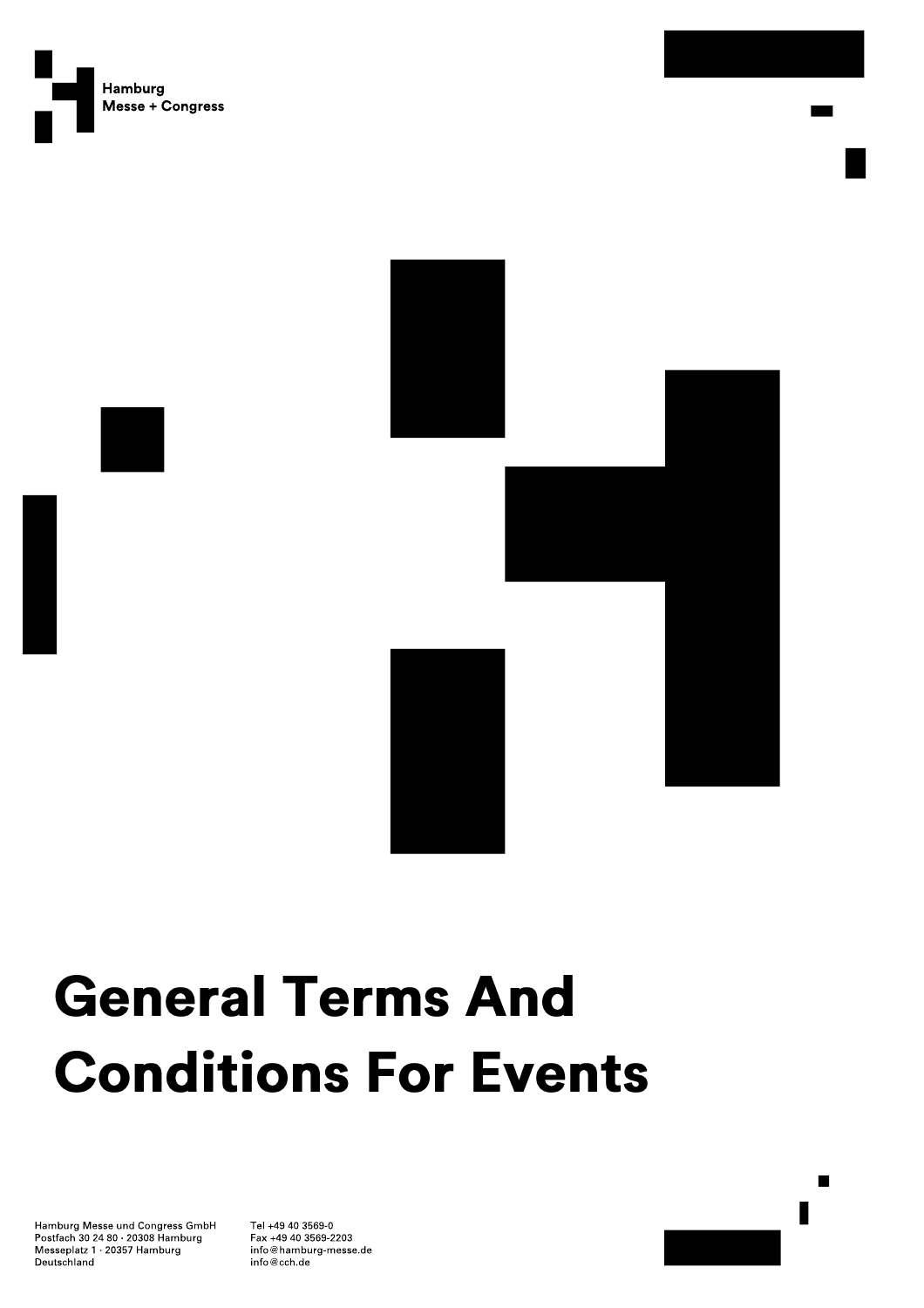Hamburg
Messe + Congress

# General Terms And Conditions For Events

Hamburg Messe und Congress GmbH
Postfach 30 24 80 · 20308 Hamburg
Messeplatz 1 · 20357 Hamburg
Deutschland

Tel +49 40 3569-0
Fax +49 40 3569-2203
info@hamburg-messe.de
info@cch.de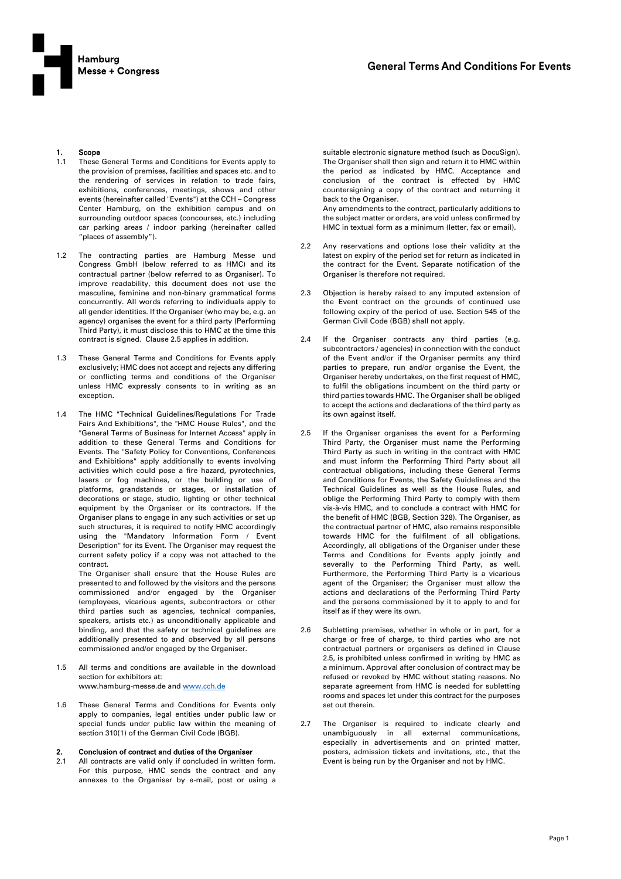# General Terms And Conditions For Events

## 1. Scope

1.1 These General Terms and Conditions for Events apply to the provision of premises, facilities and spaces etc. and to the rendering of services in relation to trade fairs, exhibitions, conferences, meetings, shows and other events (hereinafter called "Events") at the CCH – Congress Center Hamburg, on the exhibition campus and on surrounding outdoor spaces (concourses, etc.) including car parking areas / indoor parking (hereinafter called "places of assembly").

1.2 The contracting parties are Hamburg Messe und Congress GmbH (below referred to as HMC) and its contractual partner (below referred to as Organiser). To improve readability, this document does not use the masculine, feminine and non-binary grammatical forms concurrently. All words referring to individuals apply to all gender identities. If the Organiser (who may be, e.g. an agency) organises the event for a third party (Performing Third Party), it must disclose this to HMC at the time this contract is signed. Clause 2.5 applies in addition.

1.3 These General Terms and Conditions for Events apply exclusively; HMC does not accept and rejects any differing or conflicting terms and conditions of the Organiser unless HMC expressly consents to in writing as an exception.

1.4 The HMC "Technical Guidelines/Regulations For Trade Fairs And Exhibitions", the "HMC House Rules", and the "General Terms of Business for Internet Access" apply in addition to these General Terms and Conditions for Events. The "Safety Policy for Conventions, Conferences and Exhibitions" apply additionally to events involving activities which could pose a fire hazard, pyrotechnics, lasers or fog machines, or the building or use of platforms, grandstands or stages, or installation of decorations or stage, studio, lighting or other technical equipment by the Organiser or its contractors. If the Organiser plans to engage in any such activities or set up such structures, it is required to notify HMC accordingly using the "Mandatory Information Form / Event Description" for its Event. The Organiser may request the current safety policy if a copy was not attached to the contract.
The Organiser shall ensure that the House Rules are presented to and followed by the visitors and the persons commissioned and/or engaged by the Organiser (employees, vicarious agents, subcontractors or other third parties such as agencies, technical companies, speakers, artists etc.) as unconditionally applicable and binding, and that the safety or technical guidelines are additionally presented to and observed by all persons commissioned and/or engaged by the Organiser.

1.5 All terms and conditions are available in the download section for exhibitors at:
www.hamburg-messe.de and www.cch.de

1.6 These General Terms and Conditions for Events only apply to companies, legal entities under public law or special funds under public law within the meaning of section 310(1) of the German Civil Code (BGB).

## 2. Conclusion of contract and duties of the Organiser

2.1 All contracts are valid only if concluded in written form. For this purpose, HMC sends the contract and any annexes to the Organiser by e-mail, post or using a suitable electronic signature method (such as DocuSign). The Organiser shall then sign and return it to HMC within the period as indicated by HMC. Acceptance and conclusion of the contract is effected by HMC countersigning a copy of the contract and returning it back to the Organiser.
Any amendments to the contract, particularly additions to the subject matter or orders, are void unless confirmed by HMC in textual form as a minimum (letter, fax or email).

2.2 Any reservations and options lose their validity at the latest on expiry of the period set for return as indicated in the contract for the Event. Separate notification of the Organiser is therefore not required.

2.3 Objection is hereby raised to any imputed extension of the Event contract on the grounds of continued use following expiry of the period of use. Section 545 of the German Civil Code (BGB) shall not apply.

2.4 If the Organiser contracts any third parties (e.g. subcontractors / agencies) in connection with the conduct of the Event and/or if the Organiser permits any third parties to prepare, run and/or organise the Event, the Organiser hereby undertakes, on the first request of HMC, to fulfil the obligations incumbent on the third party or third parties towards HMC. The Organiser shall be obliged to accept the actions and declarations of the third party as its own against itself.

2.5 If the Organiser organises the event for a Performing Third Party, the Organiser must name the Performing Third Party as such in writing in the contract with HMC and must inform the Performing Third Party about all contractual obligations, including these General Terms and Conditions for Events, the Safety Guidelines and the Technical Guidelines as well as the House Rules, and oblige the Performing Third Party to comply with them vis-à-vis HMC, and to conclude a contract with HMC for the benefit of HMC (BGB, Section 328). The Organiser, as the contractual partner of HMC, also remains responsible towards HMC for the fulfilment of all obligations. Accordingly, all obligations of the Organiser under these Terms and Conditions for Events apply jointly and severally to the Performing Third Party, as well. Furthermore, the Performing Third Party is a vicarious agent of the Organiser; the Organiser must allow the actions and declarations of the Performing Third Party and the persons commissioned by it to apply to and for itself as if they were its own.

2.6 Subletting premises, whether in whole or in part, for a charge or free of charge, to third parties who are not contractual partners or organisers as defined in Clause 2.5, is prohibited unless confirmed in writing by HMC as a minimum. Approval after conclusion of contract may be refused or revoked by HMC without stating reasons. No separate agreement from HMC is needed for subletting rooms and spaces let under this contract for the purposes set out therein.

2.7 The Organiser is required to indicate clearly and unambiguously in all external communications, especially in advertisements and on printed matter, posters, admission tickets and invitations, etc., that the Event is being run by the Organiser and not by HMC.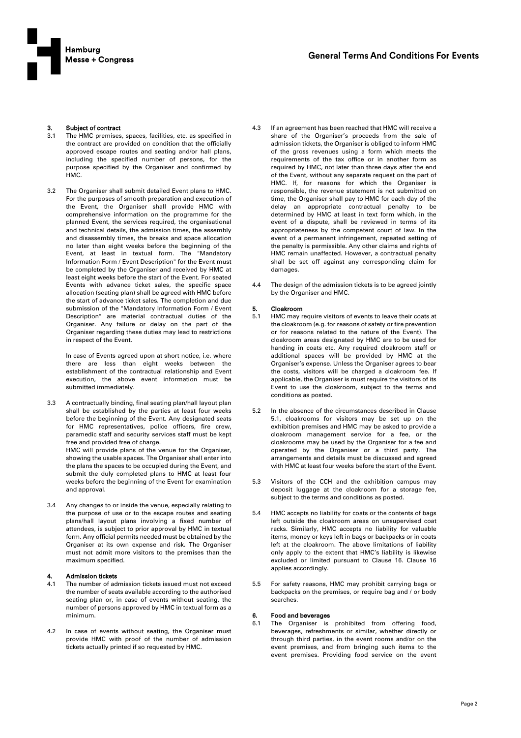## 3. Subject of contract

3.1 The HMC premises, spaces, facilities, etc. as specified in the contract are provided on condition that the officially approved escape routes and seating and/or hall plans, including the specified number of persons, for the purpose specified by the Organiser and confirmed by HMC.

3.2 The Organiser shall submit detailed Event plans to HMC. For the purposes of smooth preparation and execution of the Event, the Organiser shall provide HMC with comprehensive information on the programme for the planned Event, the services required, the organisational and technical details, the admission times, the assembly and disassembly times, the breaks and space allocation no later than eight weeks before the beginning of the Event, at least in textual form. The "Mandatory Information Form / Event Description" for the Event must be completed by the Organiser and received by HMC at least eight weeks before the start of the Event. For seated Events with advance ticket sales, the specific space allocation (seating plan) shall be agreed with HMC before the start of advance ticket sales. The completion and due submission of the "Mandatory Information Form / Event Description" are material contractual duties of the Organiser. Any failure or delay on the part of the Organiser regarding these duties may lead to restrictions in respect of the Event.

In case of Events agreed upon at short notice, i.e. where there are less than eight weeks between the establishment of the contractual relationship and Event execution, the above event information must be submitted immediately.

3.3 A contractually binding, final seating plan/hall layout plan shall be established by the parties at least four weeks before the beginning of the Event. Any designated seats for HMC representatives, police officers, fire crew, paramedic staff and security services staff must be kept free and provided free of charge.
HMC will provide plans of the venue for the Organiser, showing the usable spaces. The Organiser shall enter into the plans the spaces to be occupied during the Event, and submit the duly completed plans to HMC at least four weeks before the beginning of the Event for examination and approval.

3.4 Any changes to or inside the venue, especially relating to the purpose of use or to the escape routes and seating plans/hall layout plans involving a fixed number of attendees, is subject to prior approval by HMC in textual form. Any official permits needed must be obtained by the Organiser at its own expense and risk. The Organiser must not admit more visitors to the premises than the maximum specified.

## 4. Admission tickets

4.1 The number of admission tickets issued must not exceed the number of seats available according to the authorised seating plan or, in case of events without seating, the number of persons approved by HMC in textual form as a minimum.

4.2 In case of events without seating, the Organiser must provide HMC with proof of the number of admission tickets actually printed if so requested by HMC.

4.3 If an agreement has been reached that HMC will receive a share of the Organiser's proceeds from the sale of admission tickets, the Organiser is obliged to inform HMC of the gross revenues using a form which meets the requirements of the tax office or in another form as required by HMC, not later than three days after the end of the Event, without any separate request on the part of HMC. If, for reasons for which the Organiser is responsible, the revenue statement is not submitted on time, the Organiser shall pay to HMC for each day of the delay an appropriate contractual penalty to be determined by HMC at least in text form which, in the event of a dispute, shall be reviewed in terms of its appropriateness by the competent court of law. In the event of a permanent infringement, repeated setting of the penalty is permissible. Any other claims and rights of HMC remain unaffected. However, a contractual penalty shall be set off against any corresponding claim for damages.

4.4 The design of the admission tickets is to be agreed jointly by the Organiser and HMC.

## 5. Cloakroom

5.1 HMC may require visitors of events to leave their coats at the cloakroom (e.g. for reasons of safety or fire prevention or for reasons related to the nature of the Event). The cloakroom areas designated by HMC are to be used for handing in coats etc. Any required cloakroom staff or additional spaces will be provided by HMC at the Organiser's expense. Unless the Organiser agrees to bear the costs, visitors will be charged a cloakroom fee. If applicable, the Organiser is must require the visitors of its Event to use the cloakroom, subject to the terms and conditions as posted.

5.2 In the absence of the circumstances described in Clause 5.1, cloakrooms for visitors may be set up on the exhibition premises and HMC may be asked to provide a cloakroom management service for a fee, or the cloakrooms may be used by the Organiser for a fee and operated by the Organiser or a third party. The arrangements and details must be discussed and agreed with HMC at least four weeks before the start of the Event.

5.3 Visitors of the CCH and the exhibition campus may deposit luggage at the cloakroom for a storage fee, subject to the terms and conditions as posted.

5.4 HMC accepts no liability for coats or the contents of bags left outside the cloakroom areas on unsupervised coat racks. Similarly, HMC accepts no liability for valuable items, money or keys left in bags or backpacks or in coats left at the cloakroom. The above limitations of liability only apply to the extent that HMC's liability is likewise excluded or limited pursuant to Clause 16. Clause 16 applies accordingly.

5.5 For safety reasons, HMC may prohibit carrying bags or backpacks on the premises, or require bag and / or body searches.

## 6. Food and beverages

6.1 The Organiser is prohibited from offering food, beverages, refreshments or similar, whether directly or through third parties, in the event rooms and/or on the event premises, and from bringing such items to the event premises. Providing food service on the event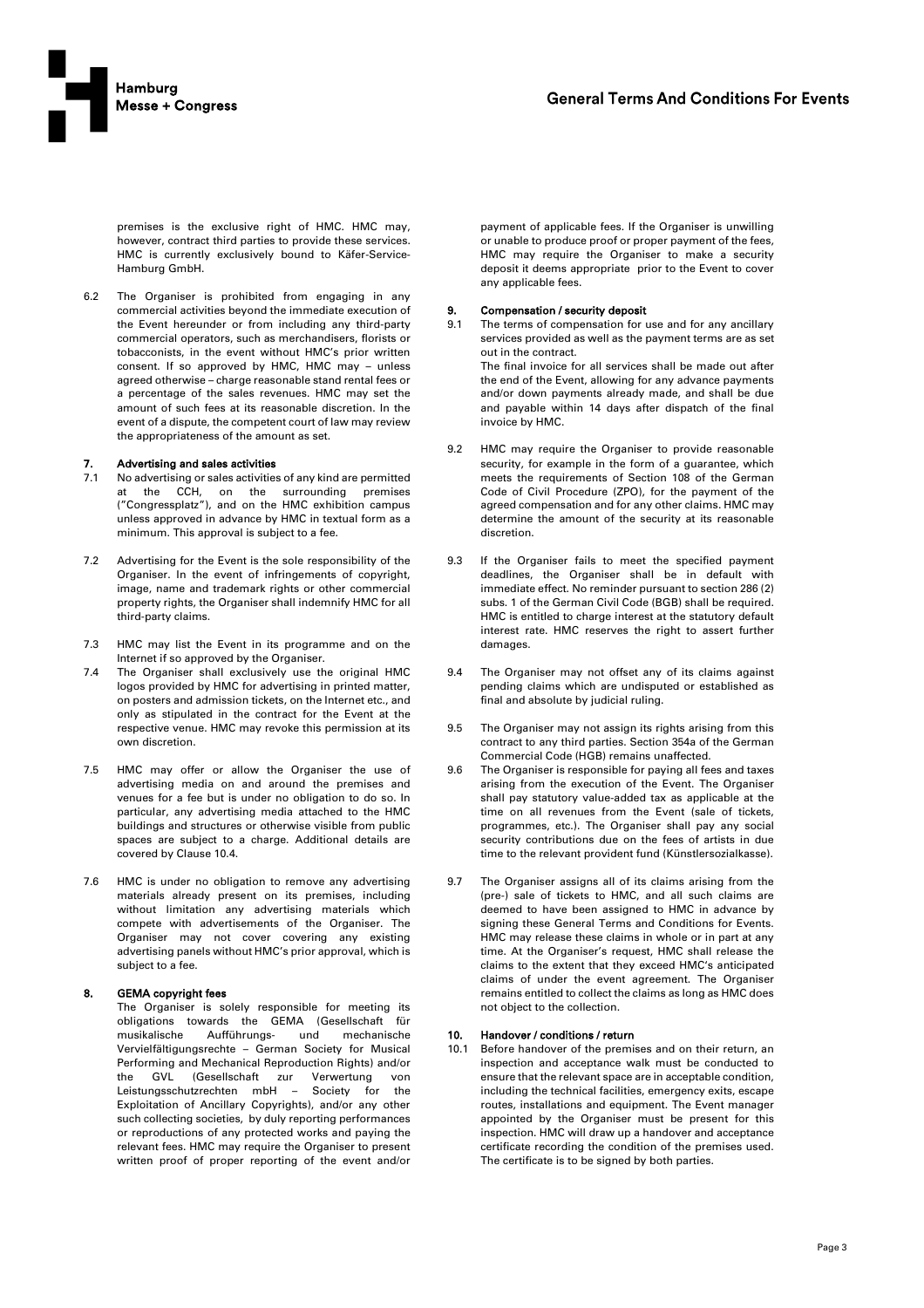premises is the exclusive right of HMC. HMC may, however, contract third parties to provide these services. HMC is currently exclusively bound to Käfer-Service-Hamburg GmbH.

6.2 The Organiser is prohibited from engaging in any commercial activities beyond the immediate execution of the Event hereunder or from including any third-party commercial operators, such as merchandisers, florists or tobacconists, in the event without HMC's prior written consent. If so approved by HMC, HMC may – unless agreed otherwise – charge reasonable stand rental fees or a percentage of the sales revenues. HMC may set the amount of such fees at its reasonable discretion. In the event of a dispute, the competent court of law may review the appropriateness of the amount as set.

## 7. Advertising and sales activities

7.1 No advertising or sales activities of any kind are permitted at the CCH, on the surrounding premises ("Congressplatz"), and on the HMC exhibition campus unless approved in advance by HMC in textual form as a minimum. This approval is subject to a fee.

7.2 Advertising for the Event is the sole responsibility of the Organiser. In the event of infringements of copyright, image, name and trademark rights or other commercial property rights, the Organiser shall indemnify HMC for all third-party claims.

7.3 HMC may list the Event in its programme and on the Internet if so approved by the Organiser.

7.4 The Organiser shall exclusively use the original HMC logos provided by HMC for advertising in printed matter, on posters and admission tickets, on the Internet etc., and only as stipulated in the contract for the Event at the respective venue. HMC may revoke this permission at its own discretion.

7.5 HMC may offer or allow the Organiser the use of advertising media on and around the premises and venues for a fee but is under no obligation to do so. In particular, any advertising media attached to the HMC buildings and structures or otherwise visible from public spaces are subject to a charge. Additional details are covered by Clause 10.4.

7.6 HMC is under no obligation to remove any advertising materials already present on its premises, including without limitation any advertising materials which compete with advertisements of the Organiser. The Organiser may not cover covering any existing advertising panels without HMC's prior approval, which is subject to a fee.

## 8. GEMA copyright fees

The Organiser is solely responsible for meeting its obligations towards the GEMA (Gesellschaft für musikalische Aufführungs- und mechanische Vervielfältigungsrechte – German Society for Musical Performing and Mechanical Reproduction Rights) and/or the GVL (Gesellschaft zur Verwertung von Leistungsschutzrechten mbH – Society for the Exploitation of Ancillary Copyrights), and/or any other such collecting societies, by duly reporting performances or reproductions of any protected works and paying the relevant fees. HMC may require the Organiser to present written proof of proper reporting of the event and/or payment of applicable fees. If the Organiser is unwilling or unable to produce proof or proper payment of the fees, HMC may require the Organiser to make a security deposit it deems appropriate prior to the Event to cover any applicable fees.

## 9. Compensation / security deposit

9.1 The terms of compensation for use and for any ancillary services provided as well as the payment terms are as set out in the contract.
The final invoice for all services shall be made out after the end of the Event, allowing for any advance payments and/or down payments already made, and shall be due and payable within 14 days after dispatch of the final invoice by HMC.

9.2 HMC may require the Organiser to provide reasonable security, for example in the form of a guarantee, which meets the requirements of Section 108 of the German Code of Civil Procedure (ZPO), for the payment of the agreed compensation and for any other claims. HMC may determine the amount of the security at its reasonable discretion.

9.3 If the Organiser fails to meet the specified payment deadlines, the Organiser shall be in default with immediate effect. No reminder pursuant to section 286 (2) subs. 1 of the German Civil Code (BGB) shall be required. HMC is entitled to charge interest at the statutory default interest rate. HMC reserves the right to assert further damages.

9.4 The Organiser may not offset any of its claims against pending claims which are undisputed or established as final and absolute by judicial ruling.

9.5 The Organiser may not assign its rights arising from this contract to any third parties. Section 354a of the German Commercial Code (HGB) remains unaffected.

9.6 The Organiser is responsible for paying all fees and taxes arising from the execution of the Event. The Organiser shall pay statutory value-added tax as applicable at the time on all revenues from the Event (sale of tickets, programmes, etc.). The Organiser shall pay any social security contributions due on the fees of artists in due time to the relevant provident fund (Künstlersozialkasse).

9.7 The Organiser assigns all of its claims arising from the (pre-) sale of tickets to HMC, and all such claims are deemed to have been assigned to HMC in advance by signing these General Terms and Conditions for Events. HMC may release these claims in whole or in part at any time. At the Organiser's request, HMC shall release the claims to the extent that they exceed HMC's anticipated claims of under the event agreement. The Organiser remains entitled to collect the claims as long as HMC does not object to the collection.

## 10. Handover / conditions / return

10.1 Before handover of the premises and on their return, an inspection and acceptance walk must be conducted to ensure that the relevant space are in acceptable condition, including the technical facilities, emergency exits, escape routes, installations and equipment. The Event manager appointed by the Organiser must be present for this inspection. HMC will draw up a handover and acceptance certificate recording the condition of the premises used. The certificate is to be signed by both parties.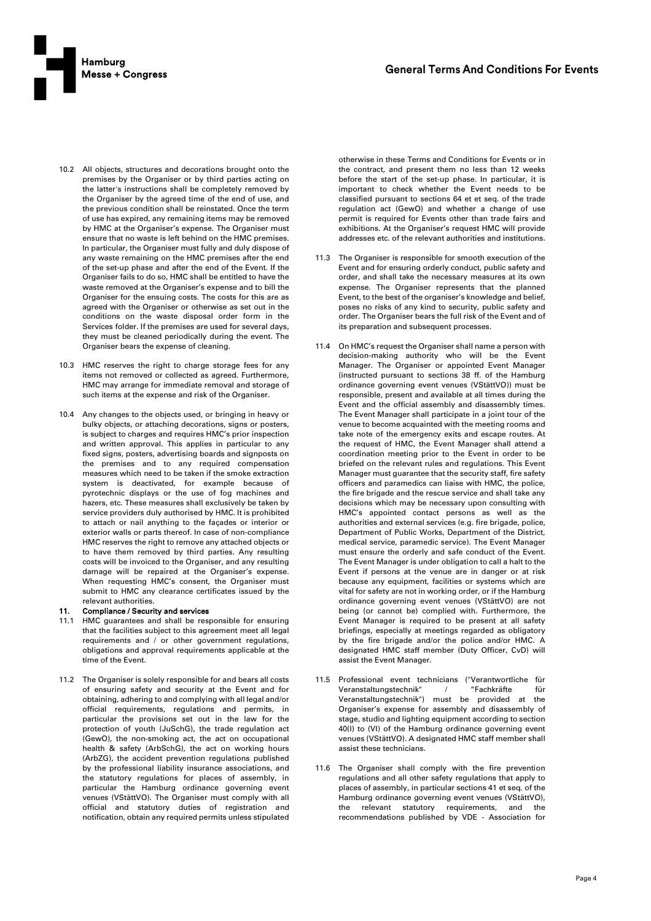10.2 All objects, structures and decorations brought onto the premises by the Organiser or by third parties acting on the latter's instructions shall be completely removed by the Organiser by the agreed time of the end of use, and the previous condition shall be reinstated. Once the term of use has expired, any remaining items may be removed by HMC at the Organiser's expense. The Organiser must ensure that no waste is left behind on the HMC premises. In particular, the Organiser must fully and duly dispose of any waste remaining on the HMC premises after the end of the set-up phase and after the end of the Event. If the Organiser fails to do so, HMC shall be entitled to have the waste removed at the Organiser's expense and to bill the Organiser for the ensuing costs. The costs for this are as agreed with the Organiser or otherwise as set out in the conditions on the waste disposal order form in the Services folder. If the premises are used for several days, they must be cleaned periodically during the event. The Organiser bears the expense of cleaning.

10.3 HMC reserves the right to charge storage fees for any items not removed or collected as agreed. Furthermore, HMC may arrange for immediate removal and storage of such items at the expense and risk of the Organiser.

10.4 Any changes to the objects used, or bringing in heavy or bulky objects, or attaching decorations, signs or posters, is subject to charges and requires HMC's prior inspection and written approval. This applies in particular to any fixed signs, posters, advertising boards and signposts on the premises and to any required compensation measures which need to be taken if the smoke extraction system is deactivated, for example because of pyrotechnic displays or the use of fog machines and hazers, etc. These measures shall exclusively be taken by service providers duly authorised by HMC. It is prohibited to attach or nail anything to the façades or interior or exterior walls or parts thereof. In case of non-compliance HMC reserves the right to remove any attached objects or to have them removed by third parties. Any resulting costs will be invoiced to the Organiser, and any resulting damage will be repaired at the Organiser's expense. When requesting HMC's consent, the Organiser must submit to HMC any clearance certificates issued by the relevant authorities.

## 11. Compliance / Security and services

11.1 HMC guarantees and shall be responsible for ensuring that the facilities subject to this agreement meet all legal requirements and / or other government regulations, obligations and approval requirements applicable at the time of the Event.

11.2 The Organiser is solely responsible for and bears all costs of ensuring safety and security at the Event and for obtaining, adhering to and complying with all legal and/or official requirements, regulations and permits, in particular the provisions set out in the law for the protection of youth (JuSchG), the trade regulation act (GewO), the non-smoking act, the act on occupational health & safety (ArbSchG), the act on working hours (ArbZG), the accident prevention regulations published by the professional liability insurance associations, and the statutory regulations for places of assembly, in particular the Hamburg ordinance governing event venues (VStättVO). The Organiser must comply with all official and statutory duties of registration and notification, obtain any required permits unless stipulated otherwise in these Terms and Conditions for Events or in the contract, and present them no less than 12 weeks before the start of the set-up phase. In particular, it is important to check whether the Event needs to be classified pursuant to sections 64 et et seq. of the trade regulation act (GewO) and whether a change of use permit is required for Events other than trade fairs and exhibitions. At the Organiser's request HMC will provide addresses etc. of the relevant authorities and institutions.

11.3 The Organiser is responsible for smooth execution of the Event and for ensuring orderly conduct, public safety and order, and shall take the necessary measures at its own expense. The Organiser represents that the planned Event, to the best of the organiser's knowledge and belief, poses no risks of any kind to security, public safety and order. The Organiser bears the full risk of the Event and of its preparation and subsequent processes.

11.4 On HMC's request the Organiser shall name a person with decision-making authority who will be the Event Manager. The Organiser or appointed Event Manager (instructed pursuant to sections 38 ff. of the Hamburg ordinance governing event venues (VStättVO)) must be responsible, present and available at all times during the Event and the official assembly and disassembly times. The Event Manager shall participate in a joint tour of the venue to become acquainted with the meeting rooms and take note of the emergency exits and escape routes. At the request of HMC, the Event Manager shall attend a coordination meeting prior to the Event in order to be briefed on the relevant rules and regulations. This Event Manager must guarantee that the security staff, fire safety officers and paramedics can liaise with HMC, the police, the fire brigade and the rescue service and shall take any decisions which may be necessary upon consulting with HMC's appointed contact persons as well as the authorities and external services (e.g. fire brigade, police, Department of Public Works, Department of the District, medical service, paramedic service). The Event Manager must ensure the orderly and safe conduct of the Event. The Event Manager is under obligation to call a halt to the Event if persons at the venue are in danger or at risk because any equipment, facilities or systems which are vital for safety are not in working order, or if the Hamburg ordinance governing event venues (VStättVO) are not being (or cannot be) complied with. Furthermore, the Event Manager is required to be present at all safety briefings, especially at meetings regarded as obligatory by the fire brigade and/or the police and/or HMC. A designated HMC staff member (Duty Officer, CvD) will assist the Event Manager.

11.5 Professional event technicians ("Verantwortliche für Veranstaltungstechnik" / "Fachkräfte für Veranstaltungstechnik") must be provided at the Organiser's expense for assembly and disassembly of stage, studio and lighting equipment according to section 40(I) to (VI) of the Hamburg ordinance governing event venues (VStättVO). A designated HMC staff member shall assist these technicians.

11.6 The Organiser shall comply with the fire prevention regulations and all other safety regulations that apply to places of assembly, in particular sections 41 et seq. of the Hamburg ordinance governing event venues (VStättVO), the relevant statutory requirements, and the recommendations published by VDE - Association for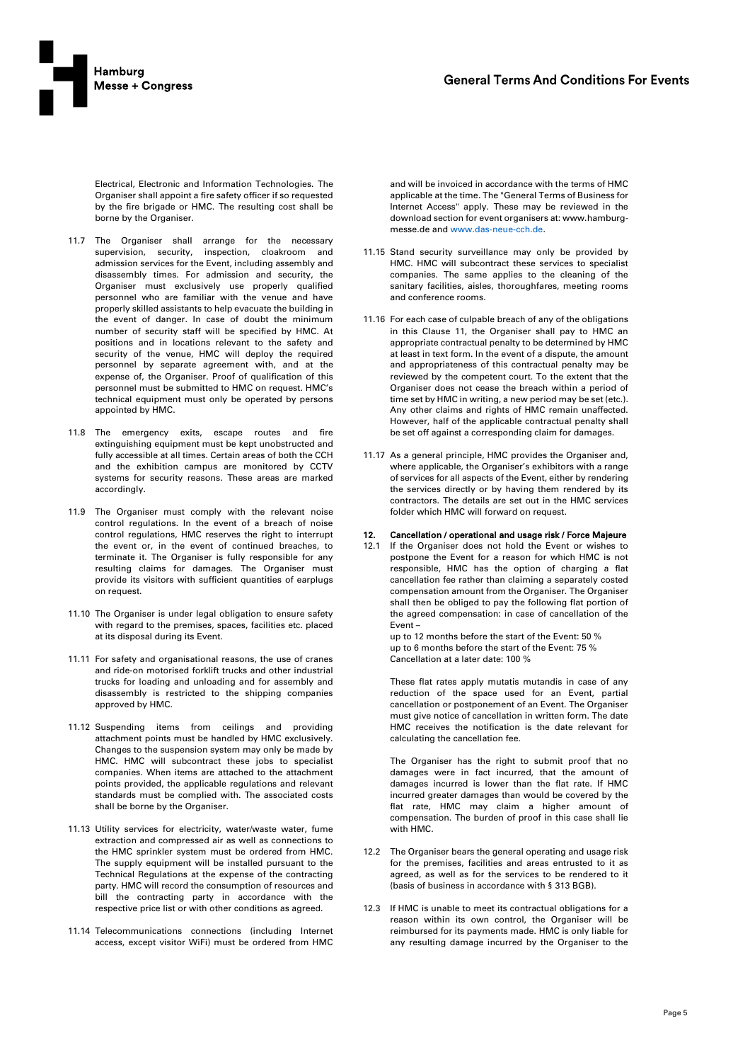Electrical, Electronic and Information Technologies. The Organiser shall appoint a fire safety officer if so requested by the fire brigade or HMC. The resulting cost shall be borne by the Organiser.

11.7 The Organiser shall arrange for the necessary supervision, security, inspection, cloakroom and admission services for the Event, including assembly and disassembly times. For admission and security, the Organiser must exclusively use properly qualified personnel who are familiar with the venue and have properly skilled assistants to help evacuate the building in the event of danger. In case of doubt the minimum number of security staff will be specified by HMC. At positions and in locations relevant to the safety and security of the venue, HMC will deploy the required personnel by separate agreement with, and at the expense of, the Organiser. Proof of qualification of this personnel must be submitted to HMC on request. HMC's technical equipment must only be operated by persons appointed by HMC.

11.8 The emergency exits, escape routes and fire extinguishing equipment must be kept unobstructed and fully accessible at all times. Certain areas of both the CCH and the exhibition campus are monitored by CCTV systems for security reasons. These areas are marked accordingly.

11.9 The Organiser must comply with the relevant noise control regulations. In the event of a breach of noise control regulations, HMC reserves the right to interrupt the event or, in the event of continued breaches, to terminate it. The Organiser is fully responsible for any resulting claims for damages. The Organiser must provide its visitors with sufficient quantities of earplugs on request.

11.10 The Organiser is under legal obligation to ensure safety with regard to the premises, spaces, facilities etc. placed at its disposal during its Event.

11.11 For safety and organisational reasons, the use of cranes and ride-on motorised forklift trucks and other industrial trucks for loading and unloading and for assembly and disassembly is restricted to the shipping companies approved by HMC.

11.12 Suspending items from ceilings and providing attachment points must be handled by HMC exclusively. Changes to the suspension system may only be made by HMC. HMC will subcontract these jobs to specialist companies. When items are attached to the attachment points provided, the applicable regulations and relevant standards must be complied with. The associated costs shall be borne by the Organiser.

11.13 Utility services for electricity, water/waste water, fume extraction and compressed air as well as connections to the HMC sprinkler system must be ordered from HMC. The supply equipment will be installed pursuant to the Technical Regulations at the expense of the contracting party. HMC will record the consumption of resources and bill the contracting party in accordance with the respective price list or with other conditions as agreed.

11.14 Telecommunications connections (including Internet access, except visitor WiFi) must be ordered from HMC and will be invoiced in accordance with the terms of HMC applicable at the time. The "General Terms of Business for Internet Access" apply. These may be reviewed in the download section for event organisers at: www.hamburg-messe.de and www.das-neue-cch.de.

11.15 Stand security surveillance may only be provided by HMC. HMC will subcontract these services to specialist companies. The same applies to the cleaning of the sanitary facilities, aisles, thoroughfares, meeting rooms and conference rooms.

11.16 For each case of culpable breach of any of the obligations in this Clause 11, the Organiser shall pay to HMC an appropriate contractual penalty to be determined by HMC at least in text form. In the event of a dispute, the amount and appropriateness of this contractual penalty may be reviewed by the competent court. To the extent that the Organiser does not cease the breach within a period of time set by HMC in writing, a new period may be set (etc.). Any other claims and rights of HMC remain unaffected. However, half of the applicable contractual penalty shall be set off against a corresponding claim for damages.

11.17 As a general principle, HMC provides the Organiser and, where applicable, the Organiser's exhibitors with a range of services for all aspects of the Event, either by rendering the services directly or by having them rendered by its contractors. The details are set out in the HMC services folder which HMC will forward on request.

## 12. Cancellation / operational and usage risk / Force Majeure

12.1 If the Organiser does not hold the Event or wishes to postpone the Event for a reason for which HMC is not responsible, HMC has the option of charging a flat cancellation fee rather than claiming a separately costed compensation amount from the Organiser. The Organiser shall then be obliged to pay the following flat portion of the agreed compensation: in case of cancellation of the Event –

up to 12 months before the start of the Event: 50 %
up to 6 months before the start of the Event: 75 %
Cancellation at a later date: 100 %

These flat rates apply mutatis mutandis in case of any reduction of the space used for an Event, partial cancellation or postponement of an Event. The Organiser must give notice of cancellation in written form. The date HMC receives the notification is the date relevant for calculating the cancellation fee.

The Organiser has the right to submit proof that no damages were in fact incurred, that the amount of damages incurred is lower than the flat rate. If HMC incurred greater damages than would be covered by the flat rate, HMC may claim a higher amount of compensation. The burden of proof in this case shall lie with HMC.

12.2 The Organiser bears the general operating and usage risk for the premises, facilities and areas entrusted to it as agreed, as well as for the services to be rendered to it (basis of business in accordance with § 313 BGB).

12.3 If HMC is unable to meet its contractual obligations for a reason within its own control, the Organiser will be reimbursed for its payments made. HMC is only liable for any resulting damage incurred by the Organiser to the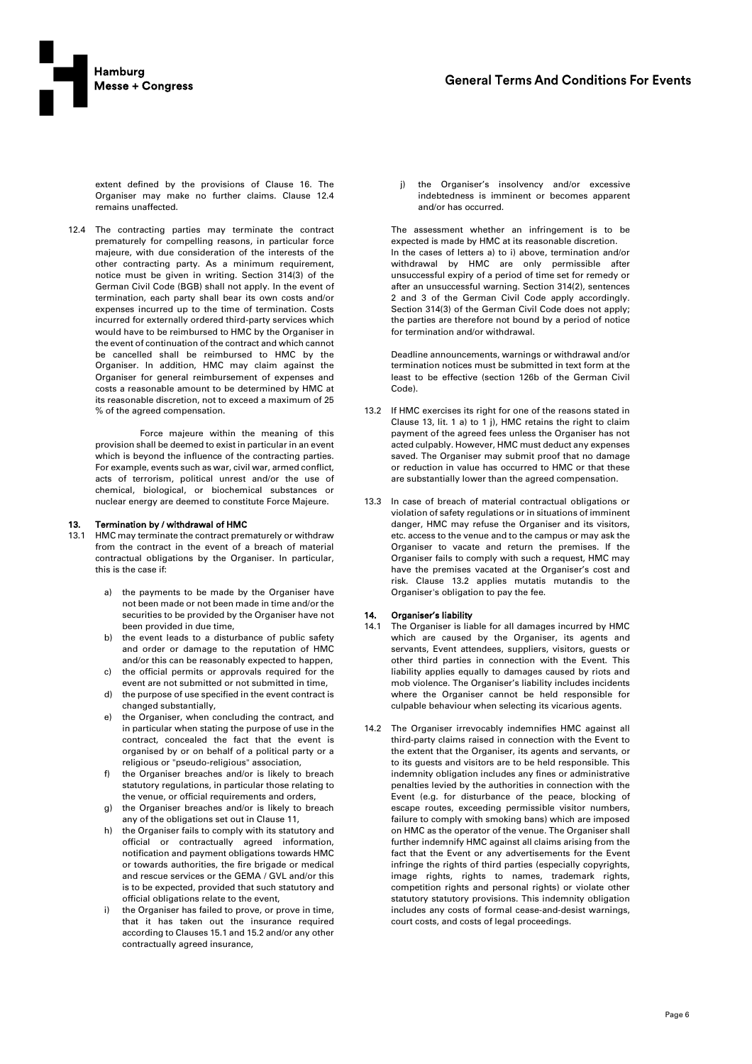extent defined by the provisions of Clause 16. The Organiser may make no further claims. Clause 12.4 remains unaffected.

12.4 The contracting parties may terminate the contract prematurely for compelling reasons, in particular force majeure, with due consideration of the interests of the other contracting party. As a minimum requirement, notice must be given in writing. Section 314(3) of the German Civil Code (BGB) shall not apply. In the event of termination, each party shall bear its own costs and/or expenses incurred up to the time of termination. Costs incurred for externally ordered third-party services which would have to be reimbursed to HMC by the Organiser in the event of continuation of the contract and which cannot be cancelled shall be reimbursed to HMC by the Organiser. In addition, HMC may claim against the Organiser for general reimbursement of expenses and costs a reasonable amount to be determined by HMC at its reasonable discretion, not to exceed a maximum of 25 % of the agreed compensation.

Force majeure within the meaning of this provision shall be deemed to exist in particular in an event which is beyond the influence of the contracting parties. For example, events such as war, civil war, armed conflict, acts of terrorism, political unrest and/or the use of chemical, biological, or biochemical substances or nuclear energy are deemed to constitute Force Majeure.

## 13. Termination by / withdrawal of HMC

13.1 HMC may terminate the contract prematurely or withdraw from the contract in the event of a breach of material contractual obligations by the Organiser. In particular, this is the case if:

a) the payments to be made by the Organiser have not been made or not been made in time and/or the securities to be provided by the Organiser have not been provided in due time,

b) the event leads to a disturbance of public safety and order or damage to the reputation of HMC and/or this can be reasonably expected to happen,

c) the official permits or approvals required for the event are not submitted or not submitted in time,

d) the purpose of use specified in the event contract is changed substantially,

e) the Organiser, when concluding the contract, and in particular when stating the purpose of use in the contract, concealed the fact that the event is organised by or on behalf of a political party or a religious or "pseudo-religious" association,

f) the Organiser breaches and/or is likely to breach statutory regulations, in particular those relating to the venue, or official requirements and orders,

g) the Organiser breaches and/or is likely to breach any of the obligations set out in Clause 11,

h) the Organiser fails to comply with its statutory and official or contractually agreed information, notification and payment obligations towards HMC or towards authorities, the fire brigade or medical and rescue services or the GEMA / GVL and/or this is to be expected, provided that such statutory and official obligations relate to the event,

i) the Organiser has failed to prove, or prove in time, that it has taken out the insurance required according to Clauses 15.1 and 15.2 and/or any other contractually agreed insurance,

j) the Organiser's insolvency and/or excessive indebtedness is imminent or becomes apparent and/or has occurred.

The assessment whether an infringement is to be expected is made by HMC at its reasonable discretion. In the cases of letters a) to i) above, termination and/or withdrawal by HMC are only permissible after unsuccessful expiry of a period of time set for remedy or after an unsuccessful warning. Section 314(2), sentences 2 and 3 of the German Civil Code apply accordingly. Section 314(3) of the German Civil Code does not apply; the parties are therefore not bound by a period of notice for termination and/or withdrawal.

Deadline announcements, warnings or withdrawal and/or termination notices must be submitted in text form at the least to be effective (section 126b of the German Civil Code).

13.2 If HMC exercises its right for one of the reasons stated in Clause 13, lit. 1 a) to 1 j), HMC retains the right to claim payment of the agreed fees unless the Organiser has not acted culpably. However, HMC must deduct any expenses saved. The Organiser may submit proof that no damage or reduction in value has occurred to HMC or that these are substantially lower than the agreed compensation.

13.3 In case of breach of material contractual obligations or violation of safety regulations or in situations of imminent danger, HMC may refuse the Organiser and its visitors, etc. access to the venue and to the campus or may ask the Organiser to vacate and return the premises. If the Organiser fails to comply with such a request, HMC may have the premises vacated at the Organiser's cost and risk. Clause 13.2 applies mutatis mutandis to the Organiser's obligation to pay the fee.

## 14. Organiser's liability

14.1 The Organiser is liable for all damages incurred by HMC which are caused by the Organiser, its agents and servants, Event attendees, suppliers, visitors, guests or other third parties in connection with the Event. This liability applies equally to damages caused by riots and mob violence. The Organiser's liability includes incidents where the Organiser cannot be held responsible for culpable behaviour when selecting its vicarious agents.

14.2 The Organiser irrevocably indemnifies HMC against all third-party claims raised in connection with the Event to the extent that the Organiser, its agents and servants, or to its guests and visitors are to be held responsible. This indemnity obligation includes any fines or administrative penalties levied by the authorities in connection with the Event (e.g. for disturbance of the peace, blocking of escape routes, exceeding permissible visitor numbers, failure to comply with smoking bans) which are imposed on HMC as the operator of the venue. The Organiser shall further indemnify HMC against all claims arising from the fact that the Event or any advertisements for the Event infringe the rights of third parties (especially copyrights, image rights, rights to names, trademark rights, competition rights and personal rights) or violate other statutory statutory provisions. This indemnity obligation includes any costs of formal cease-and-desist warnings, court costs, and costs of legal proceedings.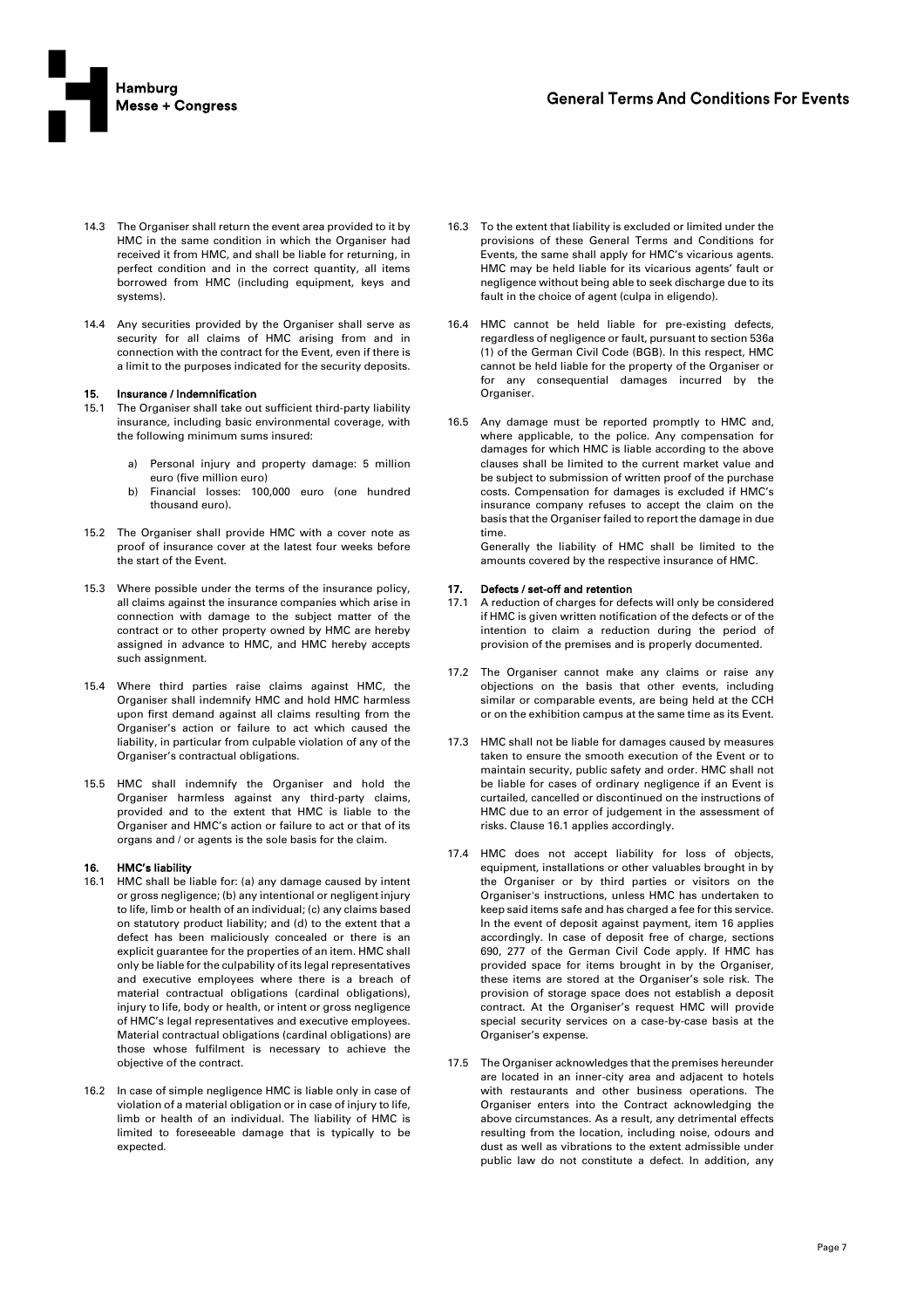14.3 The Organiser shall return the event area provided to it by HMC in the same condition in which the Organiser had received it from HMC, and shall be liable for returning, in perfect condition and in the correct quantity, all items borrowed from HMC (including equipment, keys and systems).

14.4 Any securities provided by the Organiser shall serve as security for all claims of HMC arising from and in connection with the contract for the Event, even if there is a limit to the purposes indicated for the security deposits.

## 15. Insurance / Indemnification

15.1 The Organiser shall take out sufficient third-party liability insurance, including basic environmental coverage, with the following minimum sums insured:

a) Personal injury and property damage: 5 million euro (five million euro)
b) Financial losses: 100,000 euro (one hundred thousand euro).

15.2 The Organiser shall provide HMC with a cover note as proof of insurance cover at the latest four weeks before the start of the Event.

15.3 Where possible under the terms of the insurance policy, all claims against the insurance companies which arise in connection with damage to the subject matter of the contract or to other property owned by HMC are hereby assigned in advance to HMC, and HMC hereby accepts such assignment.

15.4 Where third parties raise claims against HMC, the Organiser shall indemnify HMC and hold HMC harmless upon first demand against all claims resulting from the Organiser's action or failure to act which caused the liability, in particular from culpable violation of any of the Organiser's contractual obligations.

15.5 HMC shall indemnify the Organiser and hold the Organiser harmless against any third-party claims, provided and to the extent that HMC is liable to the Organiser and HMC's action or failure to act or that of its organs and / or agents is the sole basis for the claim.

## 16. HMC's liability

16.1 HMC shall be liable for: (a) any damage caused by intent or gross negligence; (b) any intentional or negligent injury to life, limb or health of an individual; (c) any claims based on statutory product liability; and (d) to the extent that a defect has been maliciously concealed or there is an explicit guarantee for the properties of an item. HMC shall only be liable for the culpability of its legal representatives and executive employees where there is a breach of material contractual obligations (cardinal obligations), injury to life, body or health, or intent or gross negligence of HMC's legal representatives and executive employees. Material contractual obligations (cardinal obligations) are those whose fulfilment is necessary to achieve the objective of the contract.

16.2 In case of simple negligence HMC is liable only in case of violation of a material obligation or in case of injury to life, limb or health of an individual. The liability of HMC is limited to foreseeable damage that is typically to be expected.

16.3 To the extent that liability is excluded or limited under the provisions of these General Terms and Conditions for Events, the same shall apply for HMC's vicarious agents. HMC may be held liable for its vicarious agents' fault or negligence without being able to seek discharge due to its fault in the choice of agent (culpa in eligendo).

16.4 HMC cannot be held liable for pre-existing defects, regardless of negligence or fault, pursuant to section 536a (1) of the German Civil Code (BGB). In this respect, HMC cannot be held liable for the property of the Organiser or for any consequential damages incurred by the Organiser.

16.5 Any damage must be reported promptly to HMC and, where applicable, to the police. Any compensation for damages for which HMC is liable according to the above clauses shall be limited to the current market value and be subject to submission of written proof of the purchase costs. Compensation for damages is excluded if HMC's insurance company refuses to accept the claim on the basis that the Organiser failed to report the damage in due time.
Generally the liability of HMC shall be limited to the amounts covered by the respective insurance of HMC.

## 17. Defects / set-off and retention

17.1 A reduction of charges for defects will only be considered if HMC is given written notification of the defects or of the intention to claim a reduction during the period of provision of the premises and is properly documented.

17.2 The Organiser cannot make any claims or raise any objections on the basis that other events, including similar or comparable events, are being held at the CCH or on the exhibition campus at the same time as its Event.

17.3 HMC shall not be liable for damages caused by measures taken to ensure the smooth execution of the Event or to maintain security, public safety and order. HMC shall not be liable for cases of ordinary negligence if an Event is curtailed, cancelled or discontinued on the instructions of HMC due to an error of judgement in the assessment of risks. Clause 16.1 applies accordingly.

17.4 HMC does not accept liability for loss of objects, equipment, installations or other valuables brought in by the Organiser or by third parties or visitors on the Organiser's instructions, unless HMC has undertaken to keep said items safe and has charged a fee for this service. In the event of deposit against payment, item 16 applies accordingly. In case of deposit free of charge, sections 690, 277 of the German Civil Code apply. If HMC has provided space for items brought in by the Organiser, these items are stored at the Organiser's sole risk. The provision of storage space does not establish a deposit contract. At the Organiser's request HMC will provide special security services on a case-by-case basis at the Organiser's expense.

17.5 The Organiser acknowledges that the premises hereunder are located in an inner-city area and adjacent to hotels with restaurants and other business operations. The Organiser enters into the Contract acknowledging the above circumstances. As a result, any detrimental effects resulting from the location, including noise, odours and dust as well as vibrations to the extent admissible under public law do not constitute a defect. In addition, any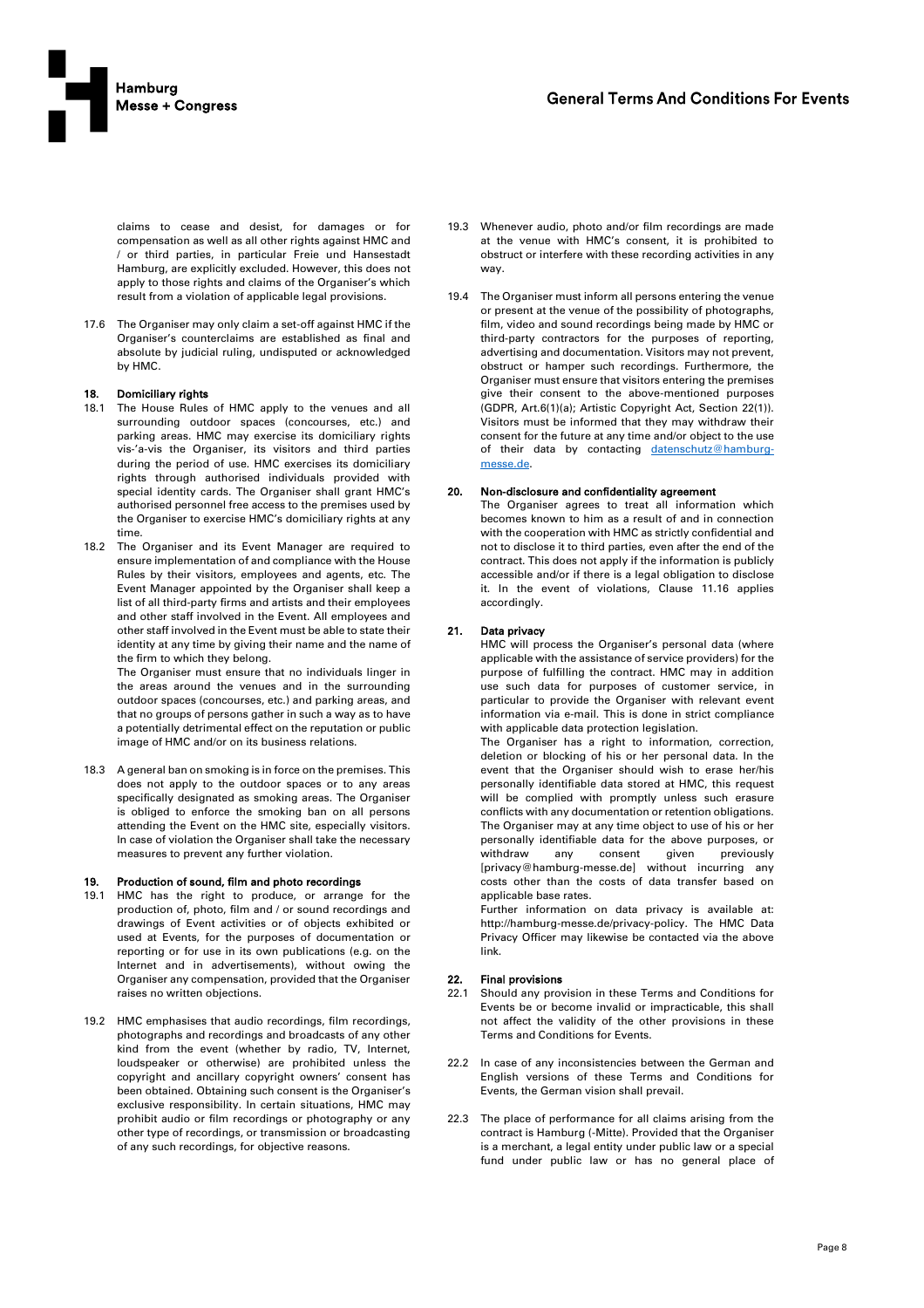claims to cease and desist, for damages or for compensation as well as all other rights against HMC and / or third parties, in particular Freie und Hansestadt Hamburg, are explicitly excluded. However, this does not apply to those rights and claims of the Organiser's which result from a violation of applicable legal provisions.

17.6 The Organiser may only claim a set-off against HMC if the Organiser's counterclaims are established as final and absolute by judicial ruling, undisputed or acknowledged by HMC.

## 18. Domiciliary rights

18.1 The House Rules of HMC apply to the venues and all surrounding outdoor spaces (concourses, etc.) and parking areas. HMC may exercise its domiciliary rights vis-'a-vis the Organiser, its visitors and third parties during the period of use. HMC exercises its domiciliary rights through authorised individuals provided with special identity cards. The Organiser shall grant HMC's authorised personnel free access to the premises used by the Organiser to exercise HMC's domiciliary rights at any time.

18.2 The Organiser and its Event Manager are required to ensure implementation of and compliance with the House Rules by their visitors, employees and agents, etc. The Event Manager appointed by the Organiser shall keep a list of all third-party firms and artists and their employees and other staff involved in the Event. All employees and other staff involved in the Event must be able to state their identity at any time by giving their name and the name of the firm to which they belong.

The Organiser must ensure that no individuals linger in the areas around the venues and in the surrounding outdoor spaces (concourses, etc.) and parking areas, and that no groups of persons gather in such a way as to have a potentially detrimental effect on the reputation or public image of HMC and/or on its business relations.

18.3 A general ban on smoking is in force on the premises. This does not apply to the outdoor spaces or to any areas specifically designated as smoking areas. The Organiser is obliged to enforce the smoking ban on all persons attending the Event on the HMC site, especially visitors. In case of violation the Organiser shall take the necessary measures to prevent any further violation.

## 19. Production of sound, film and photo recordings

19.1 HMC has the right to produce, or arrange for the production of, photo, film and / or sound recordings and drawings of Event activities or of objects exhibited or used at Events, for the purposes of documentation or reporting or for use in its own publications (e.g. on the Internet and in advertisements), without owing the Organiser any compensation, provided that the Organiser raises no written objections.

19.2 HMC emphasises that audio recordings, film recordings, photographs and recordings and broadcasts of any other kind from the event (whether by radio, TV, Internet, loudspeaker or otherwise) are prohibited unless the copyright and ancillary copyright owners' consent has been obtained. Obtaining such consent is the Organiser's exclusive responsibility. In certain situations, HMC may prohibit audio or film recordings or photography or any other type of recordings, or transmission or broadcasting of any such recordings, for objective reasons.

19.3 Whenever audio, photo and/or film recordings are made at the venue with HMC's consent, it is prohibited to obstruct or interfere with these recording activities in any way.

19.4 The Organiser must inform all persons entering the venue or present at the venue of the possibility of photographs, film, video and sound recordings being made by HMC or third-party contractors for the purposes of reporting, advertising and documentation. Visitors may not prevent, obstruct or hamper such recordings. Furthermore, the Organiser must ensure that visitors entering the premises give their consent to the above-mentioned purposes (GDPR, Art.6(1)(a); Artistic Copyright Act, Section 22(1)). Visitors must be informed that they may withdraw their consent for the future at any time and/or object to the use of their data by contacting datenschutz@hamburg-messe.de.

## 20. Non-disclosure and confidentiality agreement

The Organiser agrees to treat all information which becomes known to him as a result of and in connection with the cooperation with HMC as strictly confidential and not to disclose it to third parties, even after the end of the contract. This does not apply if the information is publicly accessible and/or if there is a legal obligation to disclose it. In the event of violations, Clause 11.16 applies accordingly.

## 21. Data privacy

HMC will process the Organiser's personal data (where applicable with the assistance of service providers) for the purpose of fulfilling the contract. HMC may in addition use such data for purposes of customer service, in particular to provide the Organiser with relevant event information via e-mail. This is done in strict compliance with applicable data protection legislation.

The Organiser has a right to information, correction, deletion or blocking of his or her personal data. In the event that the Organiser should wish to erase her/his personally identifiable data stored at HMC, this request will be complied with promptly unless such erasure conflicts with any documentation or retention obligations. The Organiser may at any time object to use of his or her personally identifiable data for the above purposes, or withdraw any consent given previously [privacy@hamburg-messe.de] without incurring any costs other than the costs of data transfer based on applicable base rates.

Further information on data privacy is available at: http://hamburg-messe.de/privacy-policy. The HMC Data Privacy Officer may likewise be contacted via the above link.

## 22. Final provisions

22.1 Should any provision in these Terms and Conditions for Events be or become invalid or impracticable, this shall not affect the validity of the other provisions in these Terms and Conditions for Events.

22.2 In case of any inconsistencies between the German and English versions of these Terms and Conditions for Events, the German vision shall prevail.

22.3 The place of performance for all claims arising from the contract is Hamburg (-Mitte). Provided that the Organiser is a merchant, a legal entity under public law or a special fund under public law or has no general place of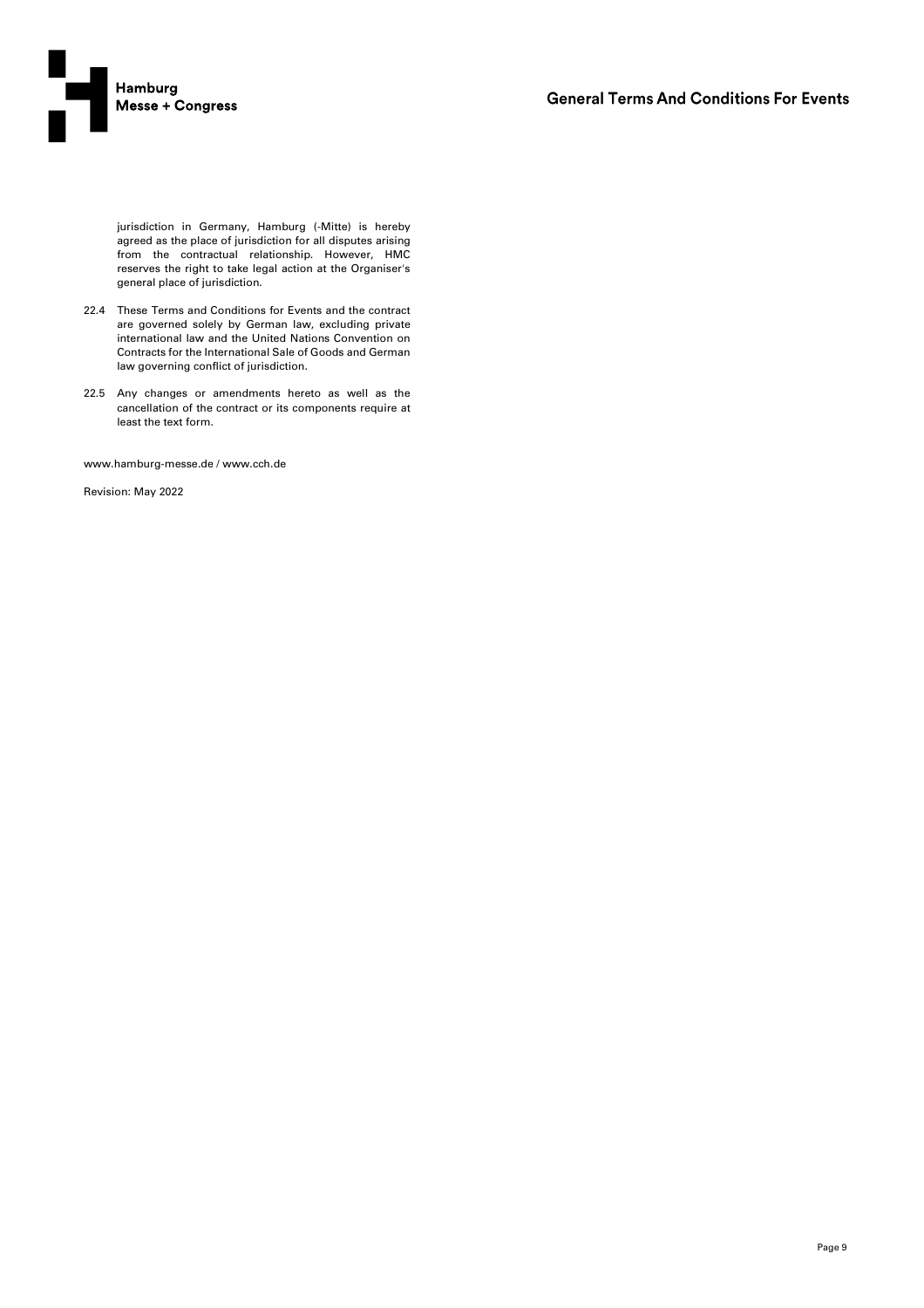jurisdiction in Germany, Hamburg (-Mitte) is hereby agreed as the place of jurisdiction for all disputes arising from the contractual relationship. However, HMC reserves the right to take legal action at the Organiser's general place of jurisdiction.

22.4 These Terms and Conditions for Events and the contract are governed solely by German law, excluding private international law and the United Nations Convention on Contracts for the International Sale of Goods and German law governing conflict of jurisdiction.

22.5 Any changes or amendments hereto as well as the cancellation of the contract or its components require at least the text form.

www.hamburg-messe.de / www.cch.de

Revision: May 2022